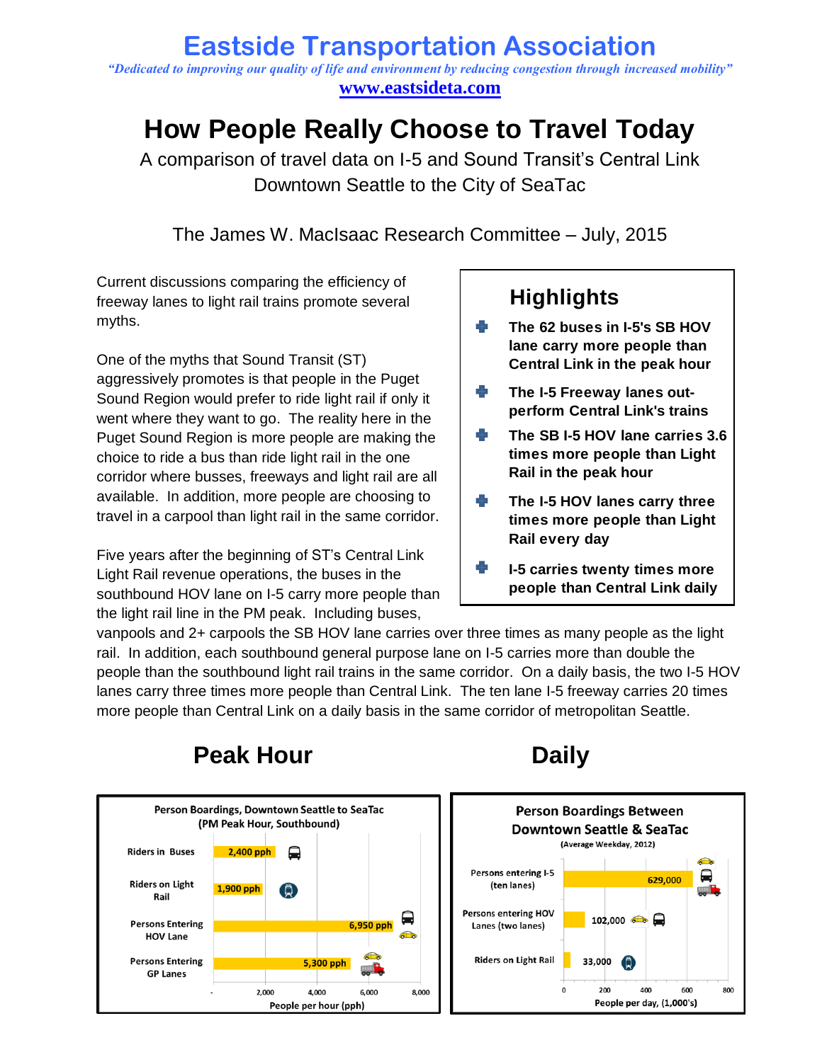# Eastside Transportation Association

*"Dedicated to improving our quality of life and environment by reducing congestion through increased mobility"*

**www.eastsideta.com**

# How People Really Choose to Travel Today

A comparison of travel data on I-5 and Sound Transit's Central Link
Downtown Seattle to the City of SeaTac

The James W. MacIsaac Research Committee – July, 2015

## Highlights

- **The 62 buses in I-5's SB HOV lane carry more people than Central Link in the peak hour**
- **The I-5 Freeway lanes out-perform Central Link's trains**
- **The SB I-5 HOV lane carries 3.6 times more people than Light Rail in the peak hour**
- **The I-5 HOV lanes carry three times more people than Light Rail every day**
- **I-5 carries twenty times more people than Central Link daily**

Current discussions comparing the efficiency of freeway lanes to light rail trains promote several myths.

One of the myths that Sound Transit (ST) aggressively promotes is that people in the Puget Sound Region would prefer to ride light rail if only it went where they want to go. The reality here in the Puget Sound Region is more people are making the choice to ride a bus than ride light rail in the one corridor where busses, freeways and light rail are all available. In addition, more people are choosing to travel in a carpool than light rail in the same corridor.

Five years after the beginning of ST's Central Link Light Rail revenue operations, the buses in the southbound HOV lane on I-5 carry more people than the light rail line in the PM peak. Including buses, vanpools and 2+ carpools the SB HOV lane carries over three times as many people as the light rail. In addition, each southbound general purpose lane on I-5 carries more than double the people than the southbound light rail trains in the same corridor. On a daily basis, the two I-5 HOV lanes carry three times more people than Central Link. The ten lane I-5 freeway carries 20 times more people than Central Link on a daily basis in the same corridor of metropolitan Seattle.

## Peak Hour

**Person Boardings, Downtown Seattle to SeaTac (PM Peak Hour, Southbound)**

| Category | People per hour (pph) |
|---|---|
| Riders in Buses | 2,400 pph |
| Riders on Light Rail | 1,900 pph |
| Persons Entering HOV Lane | 6,950 pph |
| Persons Entering GP Lanes | 5,300 pph |

## Daily

**Person Boardings Between Downtown Seattle & SeaTac (Average Weekday, 2012)**

| Category | People per day (1,000's) |
|---|---|
| Persons entering I-5 (ten lanes) | 629,000 |
| Persons entering HOV Lanes (two lanes) | 102,000 |
| Riders on Light Rail | 33,000 |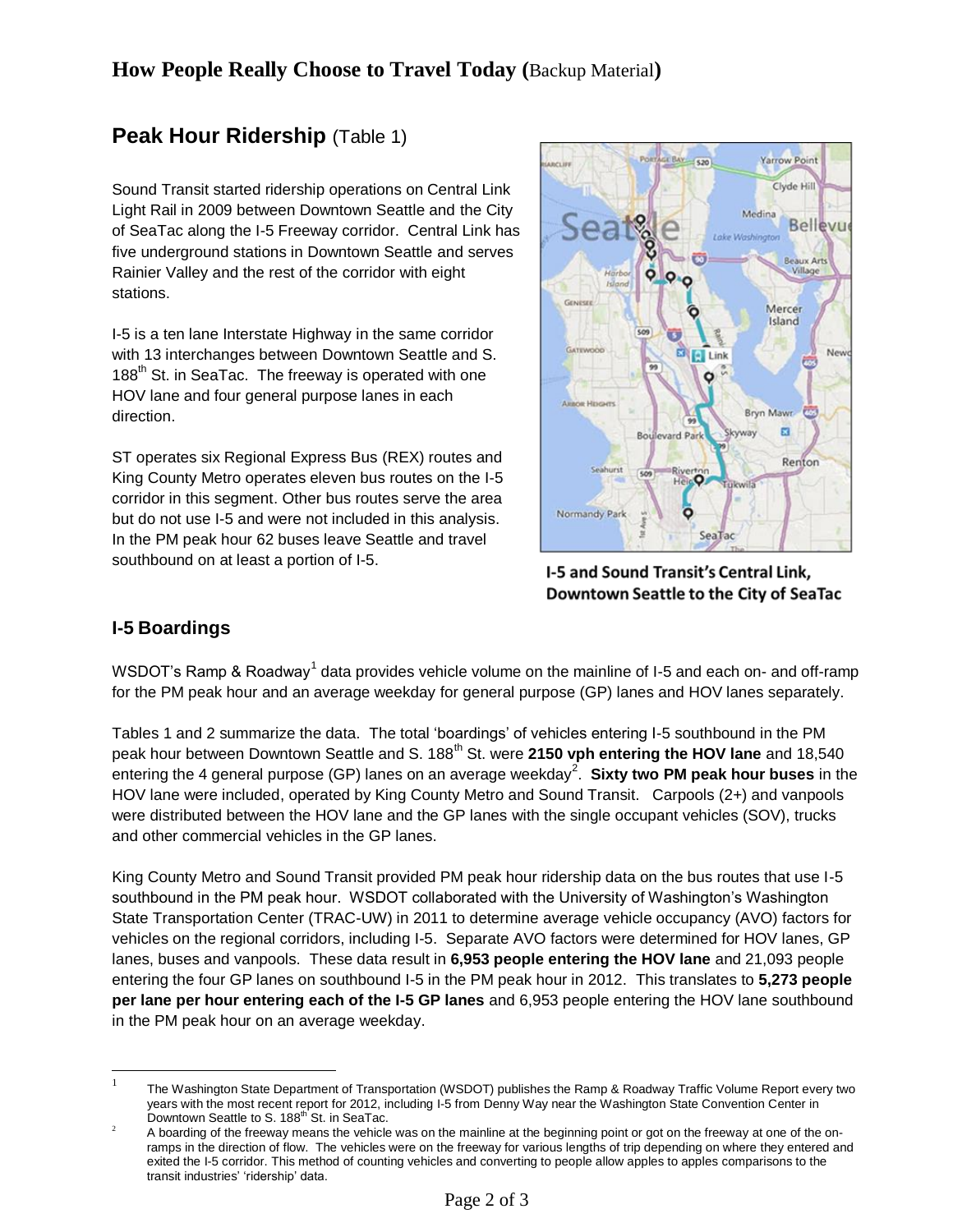## How People Really Choose to Travel Today (Backup Material)

## Peak Hour Ridership (Table 1)

Sound Transit started ridership operations on Central Link Light Rail in 2009 between Downtown Seattle and the City of SeaTac along the I-5 Freeway corridor. Central Link has five underground stations in Downtown Seattle and serves Rainier Valley and the rest of the corridor with eight stations.

I-5 is a ten lane Interstate Highway in the same corridor with 13 interchanges between Downtown Seattle and S. 188th St. in SeaTac. The freeway is operated with one HOV lane and four general purpose lanes in each direction.

ST operates six Regional Express Bus (REX) routes and King County Metro operates eleven bus routes on the I-5 corridor in this segment. Other bus routes serve the area but do not use I-5 and were not included in this analysis. In the PM peak hour 62 buses leave Seattle and travel southbound on at least a portion of I-5.

**I-5 and Sound Transit's Central Link, Downtown Seattle to the City of SeaTac**

## I-5 Boardings

WSDOT's Ramp & Roadway[1] data provides vehicle volume on the mainline of I-5 and each on- and off-ramp for the PM peak hour and an average weekday for general purpose (GP) lanes and HOV lanes separately.

Tables 1 and 2 summarize the data. The total 'boardings' of vehicles entering I-5 southbound in the PM peak hour between Downtown Seattle and S. 188th St. were **2150 vph entering the HOV lane** and 18,540 entering the 4 general purpose (GP) lanes on an average weekday[2]. **Sixty two PM peak hour buses** in the HOV lane were included, operated by King County Metro and Sound Transit. Carpools (2+) and vanpools were distributed between the HOV lane and the GP lanes with the single occupant vehicles (SOV), trucks and other commercial vehicles in the GP lanes.

King County Metro and Sound Transit provided PM peak hour ridership data on the bus routes that use I-5 southbound in the PM peak hour. WSDOT collaborated with the University of Washington's Washington State Transportation Center (TRAC-UW) in 2011 to determine average vehicle occupancy (AVO) factors for vehicles on the regional corridors, including I-5. Separate AVO factors were determined for HOV lanes, GP lanes, buses and vanpools. These data result in **6,953 people entering the HOV lane** and 21,093 people entering the four GP lanes on southbound I-5 in the PM peak hour in 2012. This translates to **5,273 people per lane per hour entering each of the I-5 GP lanes** and 6,953 people entering the HOV lane southbound in the PM peak hour on an average weekday.

---

[1] The Washington State Department of Transportation (WSDOT) publishes the Ramp & Roadway Traffic Volume Report every two years with the most recent report for 2012, including I-5 from Denny Way near the Washington State Convention Center in Downtown Seattle to S. 188th St. in SeaTac.

[2] A boarding of the freeway means the vehicle was on the mainline at the beginning point or got on the freeway at one of the on-ramps in the direction of flow. The vehicles were on the freeway for various lengths of trip depending on where they entered and exited the I-5 corridor. This method of counting vehicles and converting to people allow apples to apples comparisons to the transit industries' 'ridership' data.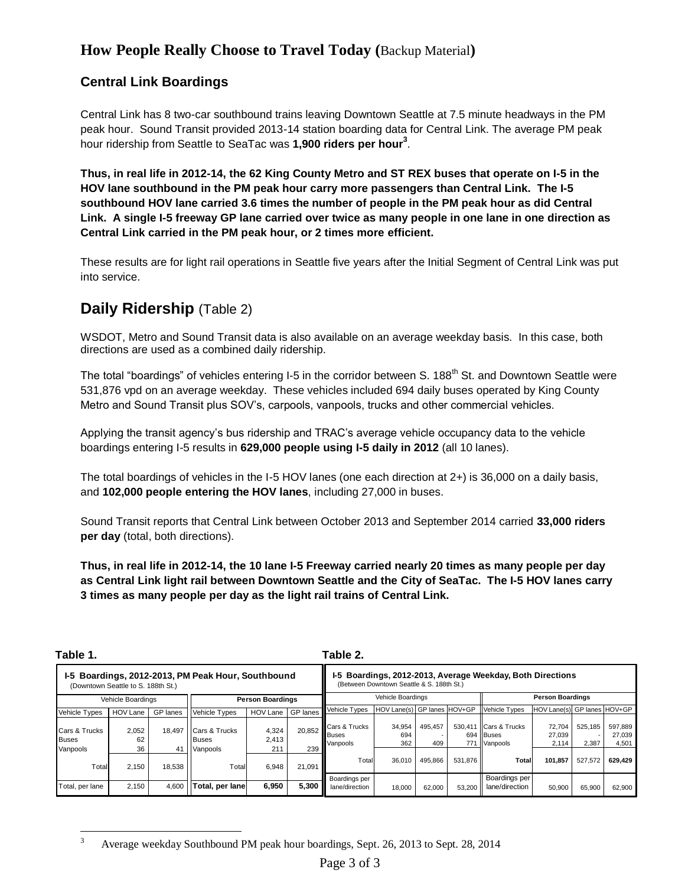## How People Really Choose to Travel Today (Backup Material)

### Central Link Boardings

Central Link has 8 two-car southbound trains leaving Downtown Seattle at 7.5 minute headways in the PM peak hour. Sound Transit provided 2013-14 station boarding data for Central Link. The average PM peak hour ridership from Seattle to SeaTac was **1,900 riders per hour**[3].

**Thus, in real life in 2012-14, the 62 King County Metro and ST REX buses that operate on I-5 in the HOV lane southbound in the PM peak hour carry more passengers than Central Link. The I-5 southbound HOV lane carried 3.6 times the number of people in the PM peak hour as did Central Link. A single I-5 freeway GP lane carried over twice as many people in one lane in one direction as Central Link carried in the PM peak hour, or 2 times more efficient.**

These results are for light rail operations in Seattle five years after the Initial Segment of Central Link was put into service.

## Daily Ridership (Table 2)

WSDOT, Metro and Sound Transit data is also available on an average weekday basis. In this case, both directions are used as a combined daily ridership.

The total "boardings" of vehicles entering I-5 in the corridor between S. 188th St. and Downtown Seattle were 531,876 vpd on an average weekday. These vehicles included 694 daily buses operated by King County Metro and Sound Transit plus SOV's, carpools, vanpools, trucks and other commercial vehicles.

Applying the transit agency's bus ridership and TRAC's average vehicle occupancy data to the vehicle boardings entering I-5 results in **629,000 people using I-5 daily in 2012** (all 10 lanes).

The total boardings of vehicles in the I-5 HOV lanes (one each direction at 2+) is 36,000 on a daily basis, and **102,000 people entering the HOV lanes**, including 27,000 in buses.

Sound Transit reports that Central Link between October 2013 and September 2014 carried **33,000 riders per day** (total, both directions).

**Thus, in real life in 2012-14, the 10 lane I-5 Freeway carried nearly 20 times as many people per day as Central Link light rail between Downtown Seattle and the City of SeaTac. The I-5 HOV lanes carry 3 times as many people per day as the light rail trains of Central Link.**

**Table 1.**

**I-5 Boardings, 2012-2013, PM Peak Hour, Southbound** (Downtown Seattle to S. 188th St.)

| Vehicle Boardings | | | Person Boardings | | |
|---|---|---|---|---|---|
| Vehicle Types | HOV Lane | GP lanes | Vehicle Types | HOV Lane | GP lanes |
| Cars & Trucks | 2,052 | 18,497 | Cars & Trucks | 4,324 | 20,852 |
| Buses | 62 | | Buses | 2,413 | |
| Vanpools | 36 | 41 | Vanpools | 211 | 239 |
| Total | 2,150 | 18,538 | Total | 6,948 | 21,091 |
| Total, per lane | 2,150 | 4,600 | **Total, per lane** | **6,950** | **5,300** |

**Table 2.**

**I-5 Boardings, 2012-2013, Average Weekday, Both Directions** (Between Downtown Seattle & S. 188th St.)

| Vehicle Boardings | | | | Person Boardings | | | |
|---|---|---|---|---|---|---|---|
| Vehicle Types | HOV Lane(s) | GP lanes | HOV+GP | Vehicle Types | HOV Lane(s) | GP lanes | HOV+GP |
| Cars & Trucks | 34,954 | 495,457 | 530,411 | Cars & Trucks | 72,704 | 525,185 | 597,889 |
| Buses | 694 | - | 694 | Buses | 27,039 | - | 27,039 |
| Vanpools | 362 | 409 | 771 | Vanpools | 2,114 | 2,387 | 4,501 |
| Total | 36,010 | 495,866 | 531,876 | **Total** | **101,857** | 527,572 | **629,429** |
| Boardings per lane/direction | 18,000 | 62,000 | 53,200 | Boardings per lane/direction | 50,900 | 65,900 | 62,900 |

[3] Average weekday Southbound PM peak hour boardings, Sept. 26, 2013 to Sept. 28, 2014